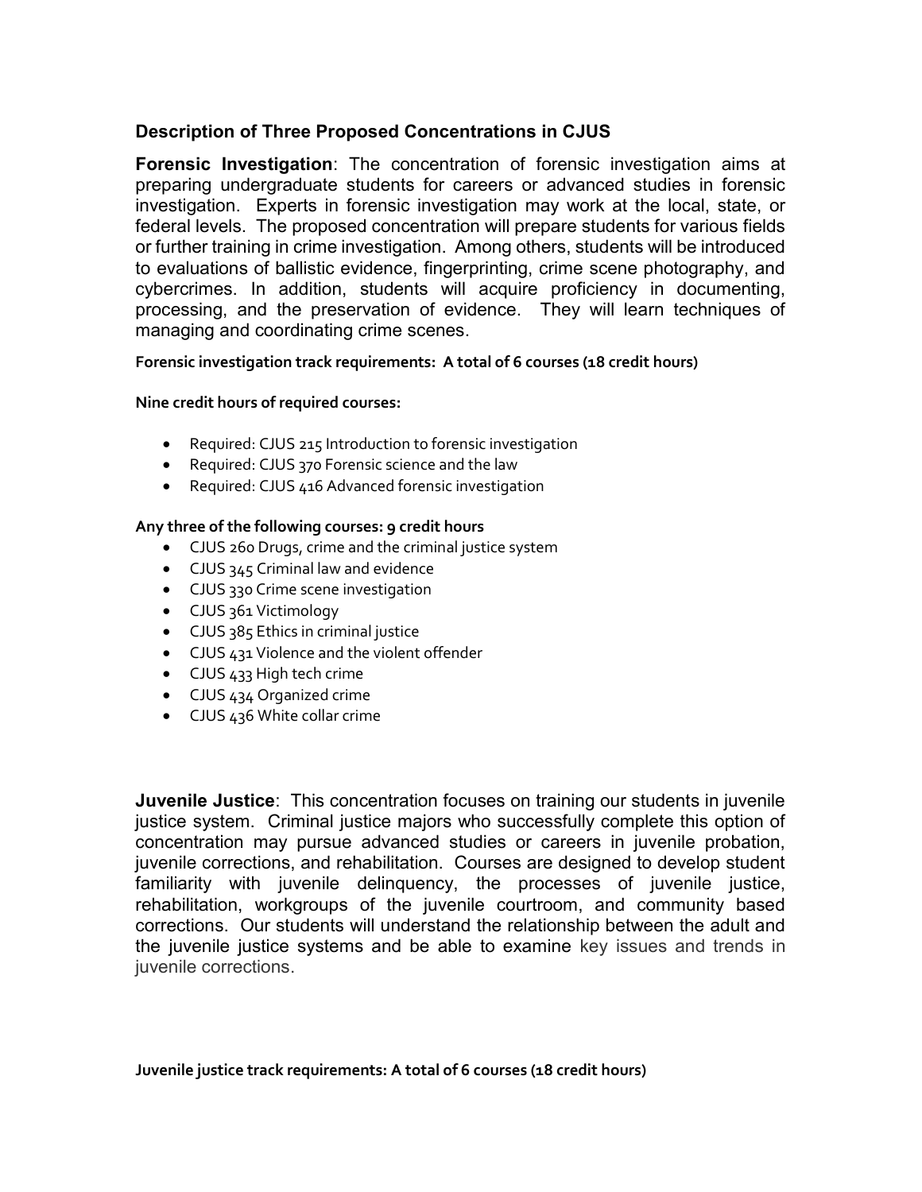## Description of Three Proposed Concentrations in CJUS

**Forensic Investigation**: The concentration of forensic investigation aims at preparing undergraduate students for careers or advanced studies in forensic investigation. Experts in forensic investigation may work at the local, state, or federal levels. The proposed concentration will prepare students for various fields or further training in crime investigation. Among others, students will be introduced to evaluations of ballistic evidence, fingerprinting, crime scene photography, and cybercrimes. In addition, students will acquire proficiency in documenting, processing, and the preservation of evidence. They will learn techniques of managing and coordinating crime scenes.

**Forensic investigation track requirements: A total of 6 courses (18 credit hours)**

**Nine credit hours of required courses:**

- Required: CJUS 215 Introduction to forensic investigation
- Required: CJUS 370 Forensic science and the law
- Required: CJUS 416 Advanced forensic investigation

**Any three of the following courses: 9 credit hours**

- CJUS 260 Drugs, crime and the criminal justice system
- CJUS 345 Criminal law and evidence
- CJUS 330 Crime scene investigation
- CJUS 361 Victimology
- CJUS 385 Ethics in criminal justice
- CJUS 431 Violence and the violent offender
- CJUS 433 High tech crime
- CJUS 434 Organized crime
- CJUS 436 White collar crime

**Juvenile Justice**: This concentration focuses on training our students in juvenile justice system. Criminal justice majors who successfully complete this option of concentration may pursue advanced studies or careers in juvenile probation, juvenile corrections, and rehabilitation. Courses are designed to develop student familiarity with juvenile delinquency, the processes of juvenile justice, rehabilitation, workgroups of the juvenile courtroom, and community based corrections. Our students will understand the relationship between the adult and the juvenile justice systems and be able to examine key issues and trends in juvenile corrections.

**Juvenile justice track requirements: A total of 6 courses (18 credit hours)**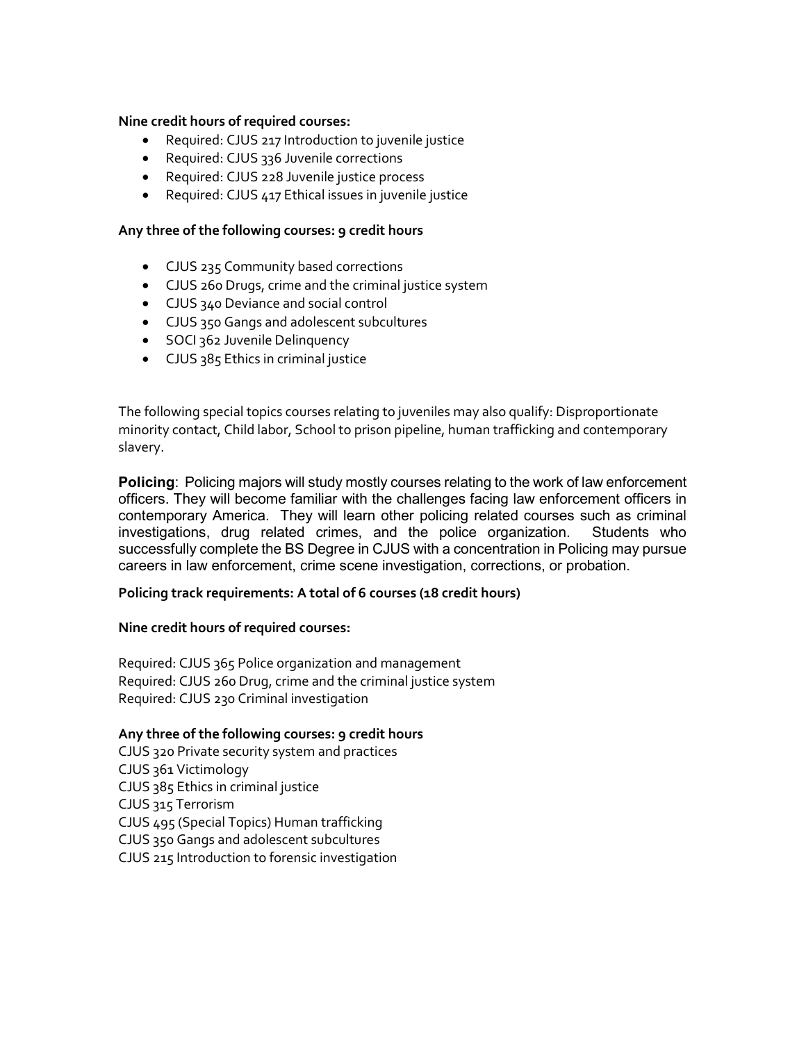**Nine credit hours of required courses:**

- Required: CJUS 217 Introduction to juvenile justice
- Required: CJUS 336 Juvenile corrections
- Required: CJUS 228 Juvenile justice process
- Required: CJUS 417 Ethical issues in juvenile justice

**Any three of the following courses: 9 credit hours**

- CJUS 235 Community based corrections
- CJUS 260 Drugs, crime and the criminal justice system
- CJUS 340 Deviance and social control
- CJUS 350 Gangs and adolescent subcultures
- SOCI 362 Juvenile Delinquency
- CJUS 385 Ethics in criminal justice

The following special topics courses relating to juveniles may also qualify: Disproportionate minority contact, Child labor, School to prison pipeline, human trafficking and contemporary slavery.

**Policing**: Policing majors will study mostly courses relating to the work of law enforcement officers. They will become familiar with the challenges facing law enforcement officers in contemporary America. They will learn other policing related courses such as criminal investigations, drug related crimes, and the police organization. Students who successfully complete the BS Degree in CJUS with a concentration in Policing may pursue careers in law enforcement, crime scene investigation, corrections, or probation.

**Policing track requirements: A total of 6 courses (18 credit hours)**

**Nine credit hours of required courses:**

Required: CJUS 365 Police organization and management
Required: CJUS 260 Drug, crime and the criminal justice system
Required: CJUS 230 Criminal investigation

**Any three of the following courses: 9 credit hours**
CJUS 320 Private security system and practices
CJUS 361 Victimology
CJUS 385 Ethics in criminal justice
CJUS 315 Terrorism
CJUS 495 (Special Topics) Human trafficking
CJUS 350 Gangs and adolescent subcultures
CJUS 215 Introduction to forensic investigation